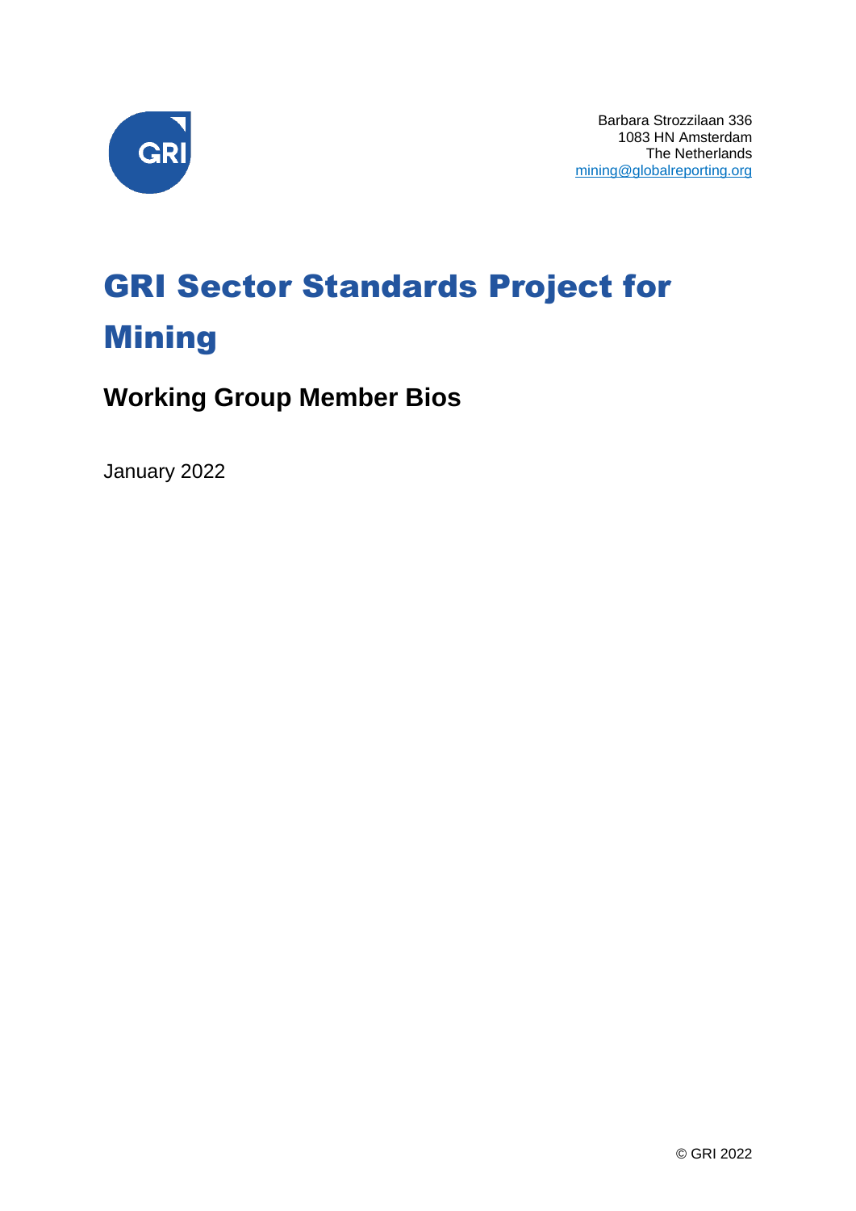Barbara Strozzilaan 336
1083 HN Amsterdam
The Netherlands
mining@globalreporting.org

# GRI Sector Standards Project for Mining

## Working Group Member Bios

January 2022

© GRI 2022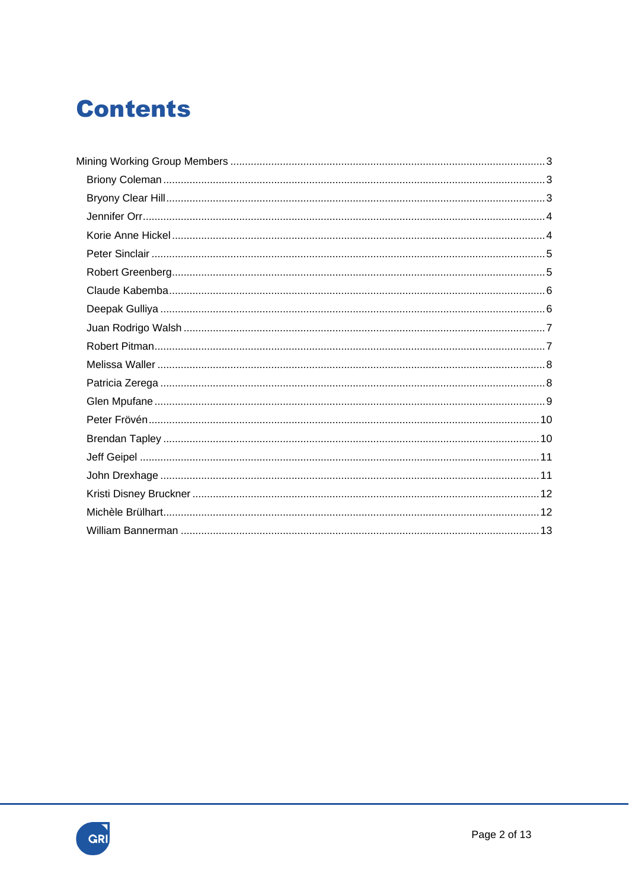# Contents

Mining Working Group Members .......... 3

- Briony Coleman .......... 3
- Bryony Clear Hill .......... 3
- Jennifer Orr .......... 4
- Korie Anne Hickel .......... 4
- Peter Sinclair .......... 5
- Robert Greenberg .......... 5
- Claude Kabemba .......... 6
- Deepak Gulliya .......... 6
- Juan Rodrigo Walsh .......... 7
- Robert Pitman .......... 7
- Melissa Waller .......... 8
- Patricia Zerega .......... 8
- Glen Mpufane .......... 9
- Peter Frövén .......... 10
- Brendan Tapley .......... 10
- Jeff Geipel .......... 11
- John Drexhage .......... 11
- Kristi Disney Bruckner .......... 12
- Michèle Brülhart .......... 12
- William Bannerman .......... 13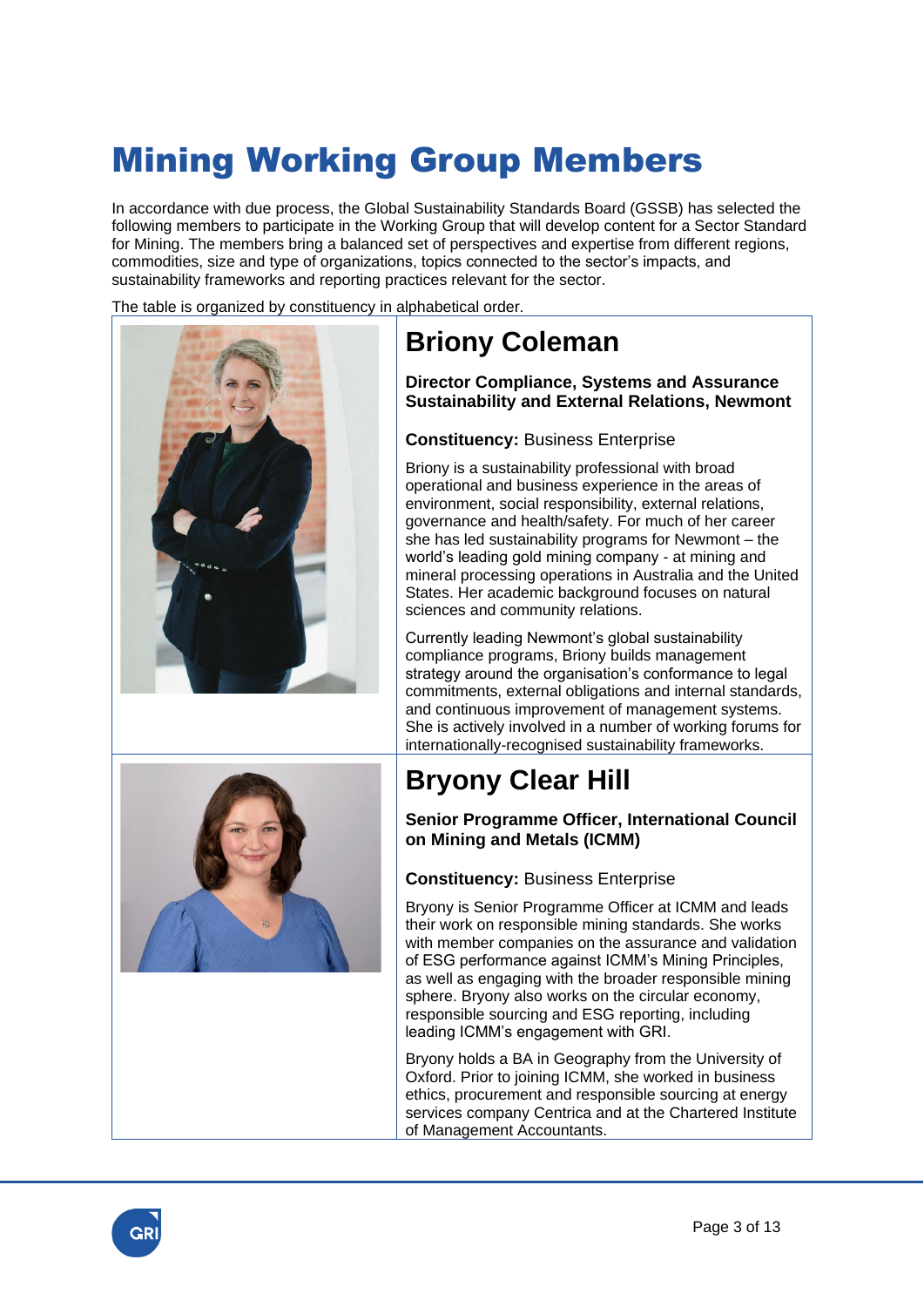# Mining Working Group Members

In accordance with due process, the Global Sustainability Standards Board (GSSB) has selected the following members to participate in the Working Group that will develop content for a Sector Standard for Mining. The members bring a balanced set of perspectives and expertise from different regions, commodities, size and type of organizations, topics connected to the sector's impacts, and sustainability frameworks and reporting practices relevant for the sector.

The table is organized by constituency in alphabetical order.

## Briony Coleman

**Director Compliance, Systems and Assurance Sustainability and External Relations, Newmont**

**Constituency:** Business Enterprise

Briony is a sustainability professional with broad operational and business experience in the areas of environment, social responsibility, external relations, governance and health/safety. For much of her career she has led sustainability programs for Newmont – the world's leading gold mining company - at mining and mineral processing operations in Australia and the United States. Her academic background focuses on natural sciences and community relations.

Currently leading Newmont's global sustainability compliance programs, Briony builds management strategy around the organisation's conformance to legal commitments, external obligations and internal standards, and continuous improvement of management systems. She is actively involved in a number of working forums for internationally-recognised sustainability frameworks.

## Bryony Clear Hill

**Senior Programme Officer, International Council on Mining and Metals (ICMM)**

**Constituency:** Business Enterprise

Bryony is Senior Programme Officer at ICMM and leads their work on responsible mining standards. She works with member companies on the assurance and validation of ESG performance against ICMM's Mining Principles, as well as engaging with the broader responsible mining sphere. Bryony also works on the circular economy, responsible sourcing and ESG reporting, including leading ICMM's engagement with GRI.

Bryony holds a BA in Geography from the University of Oxford. Prior to joining ICMM, she worked in business ethics, procurement and responsible sourcing at energy services company Centrica and at the Chartered Institute of Management Accountants.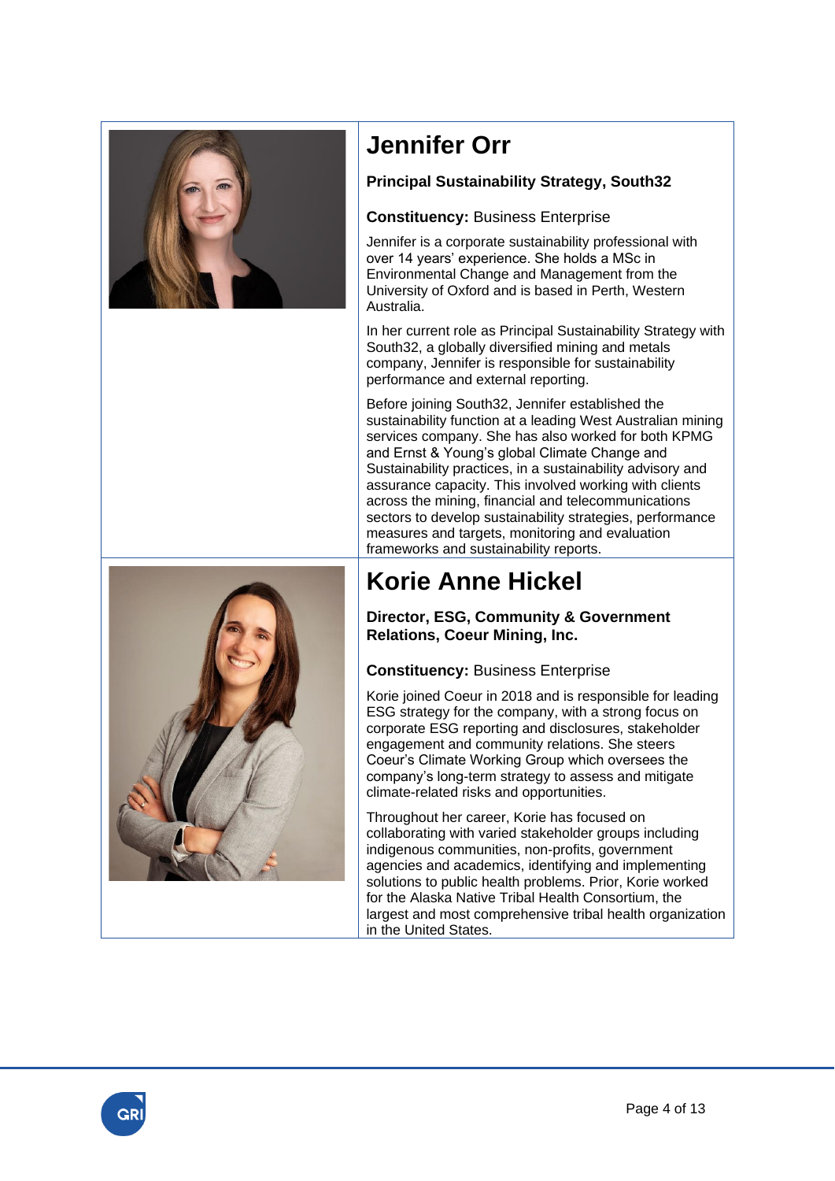## Jennifer Orr

**Principal Sustainability Strategy, South32**

**Constituency:** Business Enterprise

Jennifer is a corporate sustainability professional with over 14 years' experience. She holds a MSc in Environmental Change and Management from the University of Oxford and is based in Perth, Western Australia.

In her current role as Principal Sustainability Strategy with South32, a globally diversified mining and metals company, Jennifer is responsible for sustainability performance and external reporting.

Before joining South32, Jennifer established the sustainability function at a leading West Australian mining services company. She has also worked for both KPMG and Ernst & Young's global Climate Change and Sustainability practices, in a sustainability advisory and assurance capacity. This involved working with clients across the mining, financial and telecommunications sectors to develop sustainability strategies, performance measures and targets, monitoring and evaluation frameworks and sustainability reports.

## Korie Anne Hickel

**Director, ESG, Community & Government Relations, Coeur Mining, Inc.**

**Constituency:** Business Enterprise

Korie joined Coeur in 2018 and is responsible for leading ESG strategy for the company, with a strong focus on corporate ESG reporting and disclosures, stakeholder engagement and community relations. She steers Coeur's Climate Working Group which oversees the company's long-term strategy to assess and mitigate climate-related risks and opportunities.

Throughout her career, Korie has focused on collaborating with varied stakeholder groups including indigenous communities, non-profits, government agencies and academics, identifying and implementing solutions to public health problems. Prior, Korie worked for the Alaska Native Tribal Health Consortium, the largest and most comprehensive tribal health organization in the United States.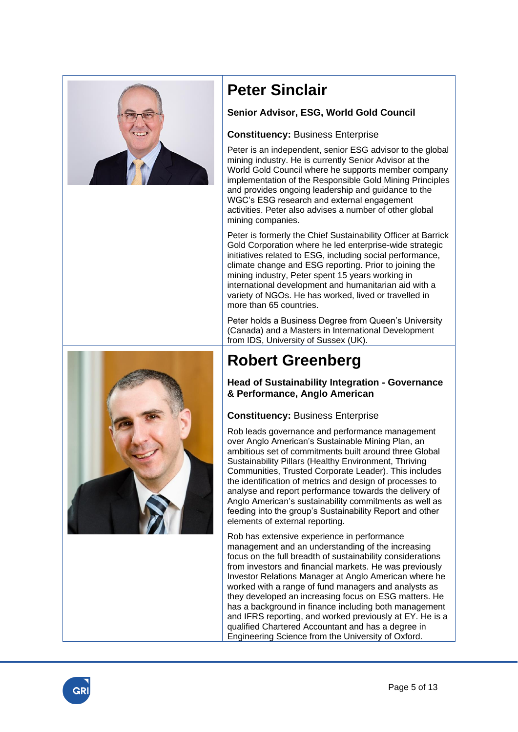## Peter Sinclair

**Senior Advisor, ESG, World Gold Council**

**Constituency:** Business Enterprise

Peter is an independent, senior ESG advisor to the global mining industry. He is currently Senior Advisor at the World Gold Council where he supports member company implementation of the Responsible Gold Mining Principles and provides ongoing leadership and guidance to the WGC's ESG research and external engagement activities. Peter also advises a number of other global mining companies.

Peter is formerly the Chief Sustainability Officer at Barrick Gold Corporation where he led enterprise-wide strategic initiatives related to ESG, including social performance, climate change and ESG reporting. Prior to joining the mining industry, Peter spent 15 years working in international development and humanitarian aid with a variety of NGOs. He has worked, lived or travelled in more than 65 countries.

Peter holds a Business Degree from Queen's University (Canada) and a Masters in International Development from IDS, University of Sussex (UK).

## Robert Greenberg

**Head of Sustainability Integration - Governance & Performance, Anglo American**

**Constituency:** Business Enterprise

Rob leads governance and performance management over Anglo American's Sustainable Mining Plan, an ambitious set of commitments built around three Global Sustainability Pillars (Healthy Environment, Thriving Communities, Trusted Corporate Leader). This includes the identification of metrics and design of processes to analyse and report performance towards the delivery of Anglo American's sustainability commitments as well as feeding into the group's Sustainability Report and other elements of external reporting.

Rob has extensive experience in performance management and an understanding of the increasing focus on the full breadth of sustainability considerations from investors and financial markets. He was previously Investor Relations Manager at Anglo American where he worked with a range of fund managers and analysts as they developed an increasing focus on ESG matters. He has a background in finance including both management and IFRS reporting, and worked previously at EY. He is a qualified Chartered Accountant and has a degree in Engineering Science from the University of Oxford.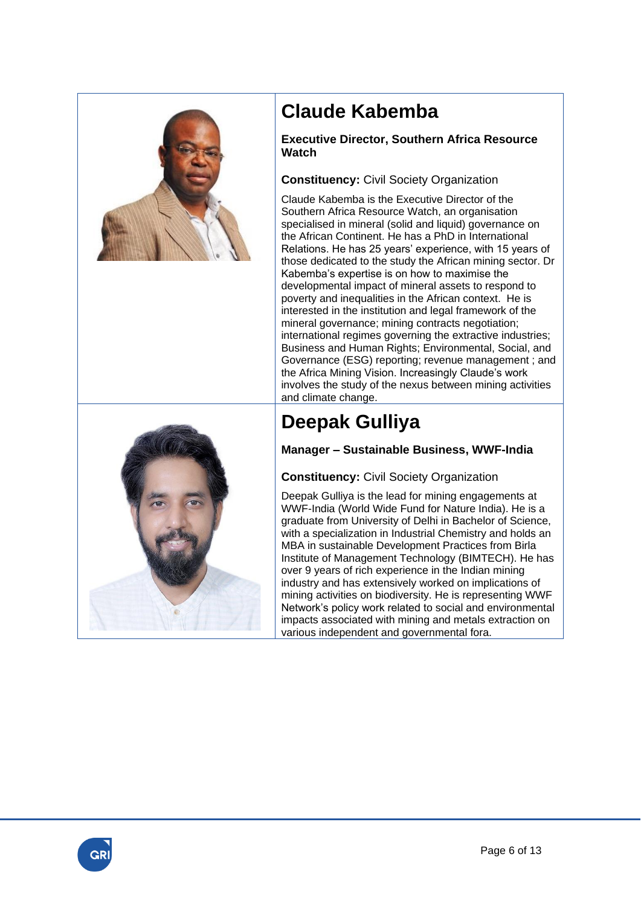## Claude Kabemba

**Executive Director, Southern Africa Resource Watch**

**Constituency:** Civil Society Organization

Claude Kabemba is the Executive Director of the Southern Africa Resource Watch, an organisation specialised in mineral (solid and liquid) governance on the African Continent. He has a PhD in International Relations. He has 25 years' experience, with 15 years of those dedicated to the study the African mining sector. Dr Kabemba's expertise is on how to maximise the developmental impact of mineral assets to respond to poverty and inequalities in the African context. He is interested in the institution and legal framework of the mineral governance; mining contracts negotiation; international regimes governing the extractive industries; Business and Human Rights; Environmental, Social, and Governance (ESG) reporting; revenue management ; and the Africa Mining Vision. Increasingly Claude's work involves the study of the nexus between mining activities and climate change.

## Deepak Gulliya

**Manager – Sustainable Business, WWF-India**

**Constituency:** Civil Society Organization

Deepak Gulliya is the lead for mining engagements at WWF-India (World Wide Fund for Nature India). He is a graduate from University of Delhi in Bachelor of Science, with a specialization in Industrial Chemistry and holds an MBA in sustainable Development Practices from Birla Institute of Management Technology (BIMTECH). He has over 9 years of rich experience in the Indian mining industry and has extensively worked on implications of mining activities on biodiversity. He is representing WWF Network's policy work related to social and environmental impacts associated with mining and metals extraction on various independent and governmental fora.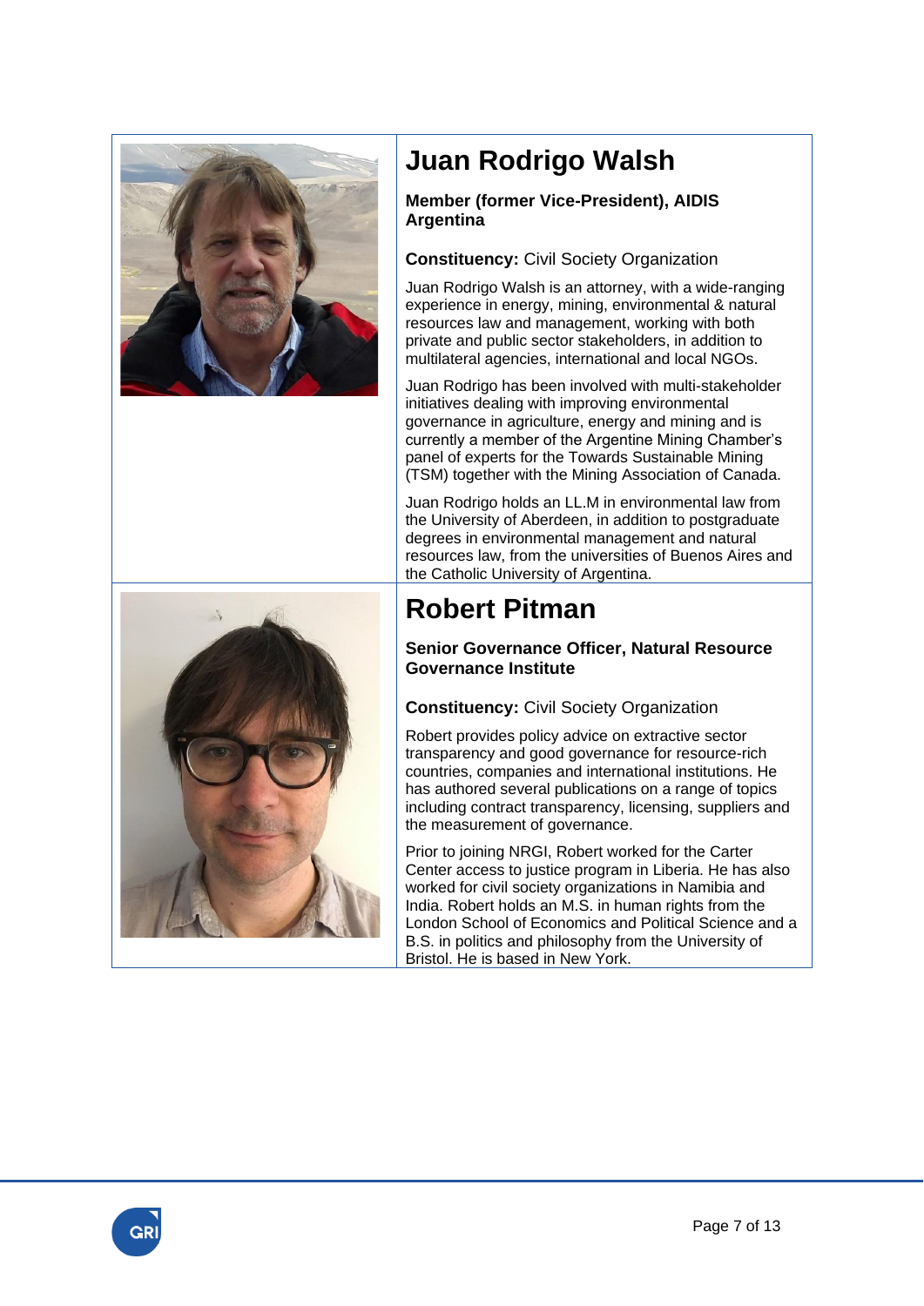## Juan Rodrigo Walsh

**Member (former Vice-President), AIDIS Argentina**

**Constituency:** Civil Society Organization

Juan Rodrigo Walsh is an attorney, with a wide-ranging experience in energy, mining, environmental & natural resources law and management, working with both private and public sector stakeholders, in addition to multilateral agencies, international and local NGOs.

Juan Rodrigo has been involved with multi-stakeholder initiatives dealing with improving environmental governance in agriculture, energy and mining and is currently a member of the Argentine Mining Chamber's panel of experts for the Towards Sustainable Mining (TSM) together with the Mining Association of Canada.

Juan Rodrigo holds an LL.M in environmental law from the University of Aberdeen, in addition to postgraduate degrees in environmental management and natural resources law, from the universities of Buenos Aires and the Catholic University of Argentina.

## Robert Pitman

**Senior Governance Officer, Natural Resource Governance Institute**

**Constituency:** Civil Society Organization

Robert provides policy advice on extractive sector transparency and good governance for resource-rich countries, companies and international institutions. He has authored several publications on a range of topics including contract transparency, licensing, suppliers and the measurement of governance.

Prior to joining NRGI, Robert worked for the Carter Center access to justice program in Liberia. He has also worked for civil society organizations in Namibia and India. Robert holds an M.S. in human rights from the London School of Economics and Political Science and a B.S. in politics and philosophy from the University of Bristol. He is based in New York.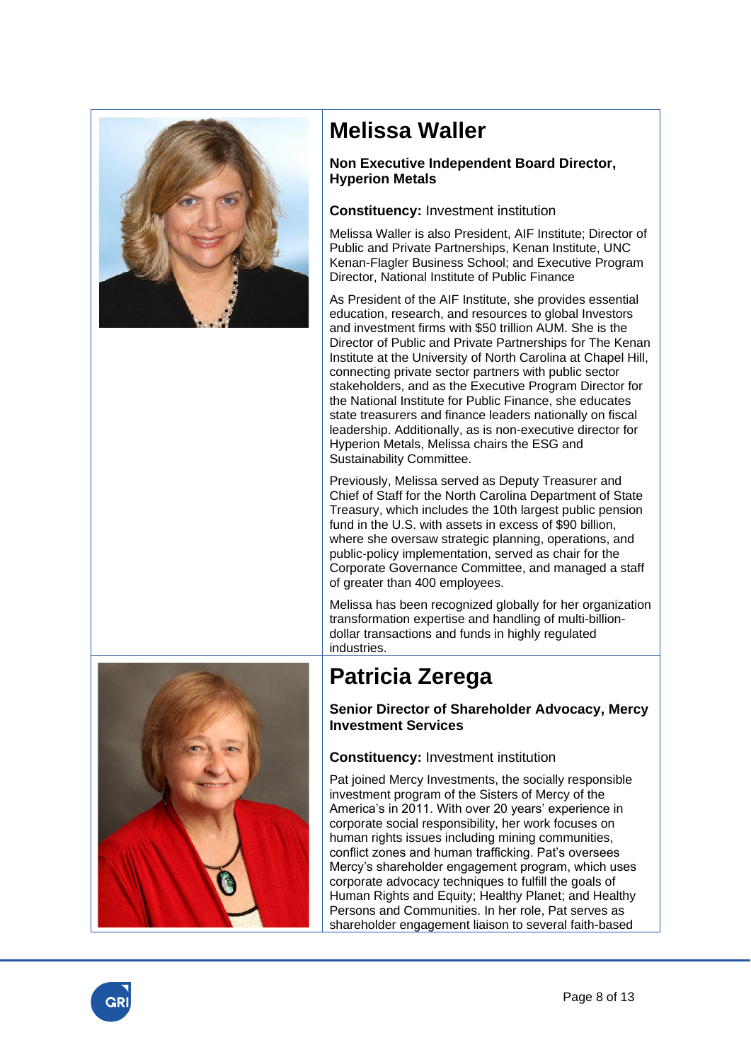## Melissa Waller

**Non Executive Independent Board Director, Hyperion Metals**

**Constituency:** Investment institution

Melissa Waller is also President, AIF Institute; Director of Public and Private Partnerships, Kenan Institute, UNC Kenan-Flagler Business School; and Executive Program Director, National Institute of Public Finance

As President of the AIF Institute, she provides essential education, research, and resources to global Investors and investment firms with $50 trillion AUM. She is the Director of Public and Private Partnerships for The Kenan Institute at the University of North Carolina at Chapel Hill, connecting private sector partners with public sector stakeholders, and as the Executive Program Director for the National Institute for Public Finance, she educates state treasurers and finance leaders nationally on fiscal leadership. Additionally, as is non-executive director for Hyperion Metals, Melissa chairs the ESG and Sustainability Committee.

Previously, Melissa served as Deputy Treasurer and Chief of Staff for the North Carolina Department of State Treasury, which includes the 10th largest public pension fund in the U.S. with assets in excess of $90 billion, where she oversaw strategic planning, operations, and public-policy implementation, served as chair for the Corporate Governance Committee, and managed a staff of greater than 400 employees.

Melissa has been recognized globally for her organization transformation expertise and handling of multi-billion-dollar transactions and funds in highly regulated industries.

## Patricia Zerega

**Senior Director of Shareholder Advocacy, Mercy Investment Services**

**Constituency:** Investment institution

Pat joined Mercy Investments, the socially responsible investment program of the Sisters of Mercy of the America's in 2011. With over 20 years' experience in corporate social responsibility, her work focuses on human rights issues including mining communities, conflict zones and human trafficking. Pat's oversees Mercy's shareholder engagement program, which uses corporate advocacy techniques to fulfill the goals of Human Rights and Equity; Healthy Planet; and Healthy Persons and Communities. In her role, Pat serves as shareholder engagement liaison to several faith-based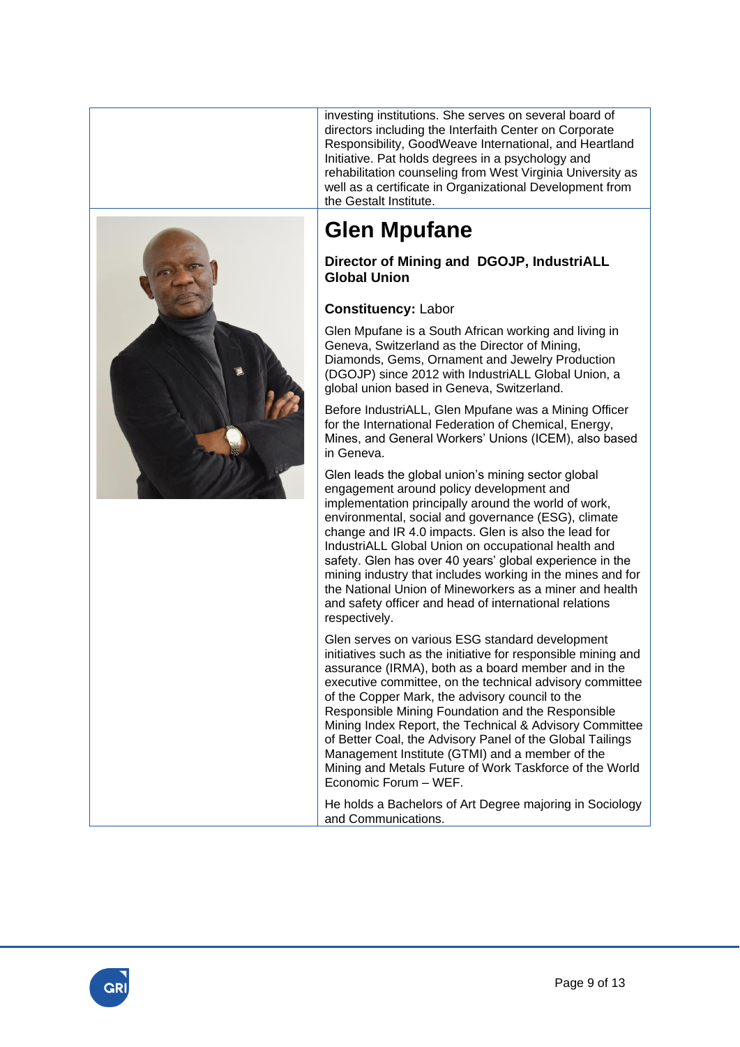investing institutions. She serves on several board of directors including the Interfaith Center on Corporate Responsibility, GoodWeave International, and Heartland Initiative. Pat holds degrees in a psychology and rehabilitation counseling from West Virginia University as well as a certificate in Organizational Development from the Gestalt Institute.

## Glen Mpufane

**Director of Mining and DGOJP, IndustriALL Global Union**

**Constituency:** Labor

Glen Mpufane is a South African working and living in Geneva, Switzerland as the Director of Mining, Diamonds, Gems, Ornament and Jewelry Production (DGOJP) since 2012 with IndustriALL Global Union, a global union based in Geneva, Switzerland.

Before IndustriALL, Glen Mpufane was a Mining Officer for the International Federation of Chemical, Energy, Mines, and General Workers' Unions (ICEM), also based in Geneva.

Glen leads the global union's mining sector global engagement around policy development and implementation principally around the world of work, environmental, social and governance (ESG), climate change and IR 4.0 impacts. Glen is also the lead for IndustriALL Global Union on occupational health and safety. Glen has over 40 years' global experience in the mining industry that includes working in the mines and for the National Union of Mineworkers as a miner and health and safety officer and head of international relations respectively.

Glen serves on various ESG standard development initiatives such as the initiative for responsible mining and assurance (IRMA), both as a board member and in the executive committee, on the technical advisory committee of the Copper Mark, the advisory council to the Responsible Mining Foundation and the Responsible Mining Index Report, the Technical & Advisory Committee of Better Coal, the Advisory Panel of the Global Tailings Management Institute (GTMI) and a member of the Mining and Metals Future of Work Taskforce of the World Economic Forum – WEF.

He holds a Bachelors of Art Degree majoring in Sociology and Communications.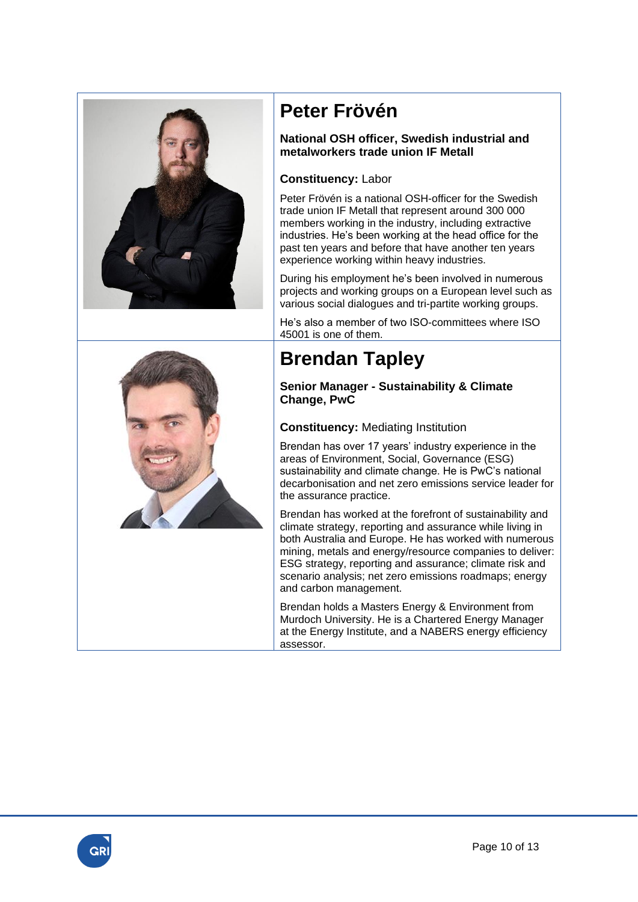## Peter Frövén

**National OSH officer, Swedish industrial and metalworkers trade union IF Metall**

**Constituency:** Labor

Peter Frövén is a national OSH-officer for the Swedish trade union IF Metall that represent around 300 000 members working in the industry, including extractive industries. He's been working at the head office for the past ten years and before that have another ten years experience working within heavy industries.

During his employment he's been involved in numerous projects and working groups on a European level such as various social dialogues and tri-partite working groups.

He's also a member of two ISO-committees where ISO 45001 is one of them.

## Brendan Tapley

**Senior Manager - Sustainability & Climate Change, PwC**

**Constituency:** Mediating Institution

Brendan has over 17 years' industry experience in the areas of Environment, Social, Governance (ESG) sustainability and climate change. He is PwC's national decarbonisation and net zero emissions service leader for the assurance practice.

Brendan has worked at the forefront of sustainability and climate strategy, reporting and assurance while living in both Australia and Europe. He has worked with numerous mining, metals and energy/resource companies to deliver: ESG strategy, reporting and assurance; climate risk and scenario analysis; net zero emissions roadmaps; energy and carbon management.

Brendan holds a Masters Energy & Environment from Murdoch University. He is a Chartered Energy Manager at the Energy Institute, and a NABERS energy efficiency assessor.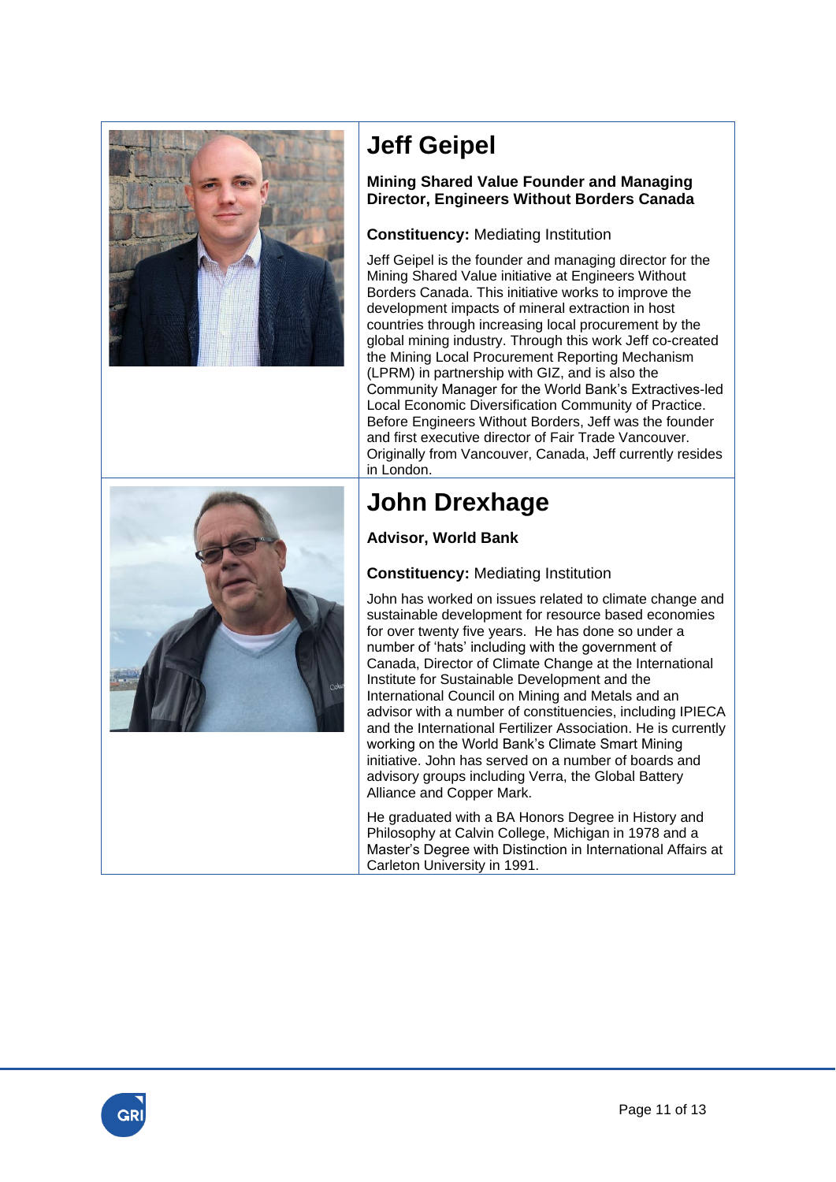# Jeff Geipel

**Mining Shared Value Founder and Managing Director, Engineers Without Borders Canada**

**Constituency:** Mediating Institution

Jeff Geipel is the founder and managing director for the Mining Shared Value initiative at Engineers Without Borders Canada. This initiative works to improve the development impacts of mineral extraction in host countries through increasing local procurement by the global mining industry. Through this work Jeff co-created the Mining Local Procurement Reporting Mechanism (LPRM) in partnership with GIZ, and is also the Community Manager for the World Bank's Extractives-led Local Economic Diversification Community of Practice. Before Engineers Without Borders, Jeff was the founder and first executive director of Fair Trade Vancouver. Originally from Vancouver, Canada, Jeff currently resides in London.

# John Drexhage

**Advisor, World Bank**

**Constituency:** Mediating Institution

John has worked on issues related to climate change and sustainable development for resource based economies for over twenty five years. He has done so under a number of 'hats' including with the government of Canada, Director of Climate Change at the International Institute for Sustainable Development and the International Council on Mining and Metals and an advisor with a number of constituencies, including IPIECA and the International Fertilizer Association. He is currently working on the World Bank's Climate Smart Mining initiative. John has served on a number of boards and advisory groups including Verra, the Global Battery Alliance and Copper Mark.

He graduated with a BA Honors Degree in History and Philosophy at Calvin College, Michigan in 1978 and a Master's Degree with Distinction in International Affairs at Carleton University in 1991.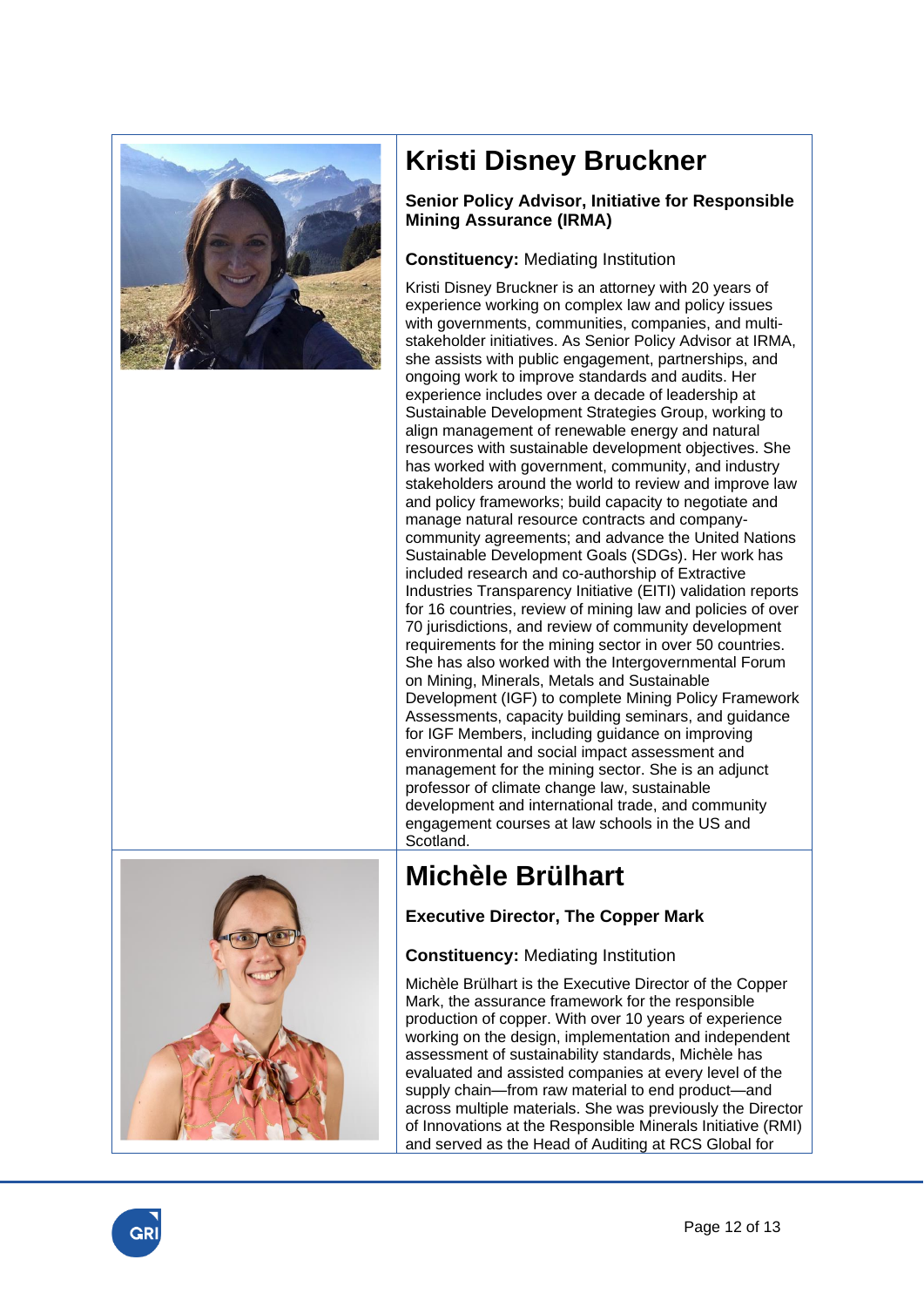## Kristi Disney Bruckner

**Senior Policy Advisor, Initiative for Responsible Mining Assurance (IRMA)**

**Constituency:** Mediating Institution

Kristi Disney Bruckner is an attorney with 20 years of experience working on complex law and policy issues with governments, communities, companies, and multi-stakeholder initiatives. As Senior Policy Advisor at IRMA, she assists with public engagement, partnerships, and ongoing work to improve standards and audits. Her experience includes over a decade of leadership at Sustainable Development Strategies Group, working to align management of renewable energy and natural resources with sustainable development objectives. She has worked with government, community, and industry stakeholders around the world to review and improve law and policy frameworks; build capacity to negotiate and manage natural resource contracts and company-community agreements; and advance the United Nations Sustainable Development Goals (SDGs). Her work has included research and co-authorship of Extractive Industries Transparency Initiative (EITI) validation reports for 16 countries, review of mining law and policies of over 70 jurisdictions, and review of community development requirements for the mining sector in over 50 countries. She has also worked with the Intergovernmental Forum on Mining, Minerals, Metals and Sustainable Development (IGF) to complete Mining Policy Framework Assessments, capacity building seminars, and guidance for IGF Members, including guidance on improving environmental and social impact assessment and management for the mining sector. She is an adjunct professor of climate change law, sustainable development and international trade, and community engagement courses at law schools in the US and Scotland.

## Michèle Brülhart

**Executive Director, The Copper Mark**

**Constituency:** Mediating Institution

Michèle Brülhart is the Executive Director of the Copper Mark, the assurance framework for the responsible production of copper. With over 10 years of experience working on the design, implementation and independent assessment of sustainability standards, Michèle has evaluated and assisted companies at every level of the supply chain—from raw material to end product—and across multiple materials. She was previously the Director of Innovations at the Responsible Minerals Initiative (RMI) and served as the Head of Auditing at RCS Global for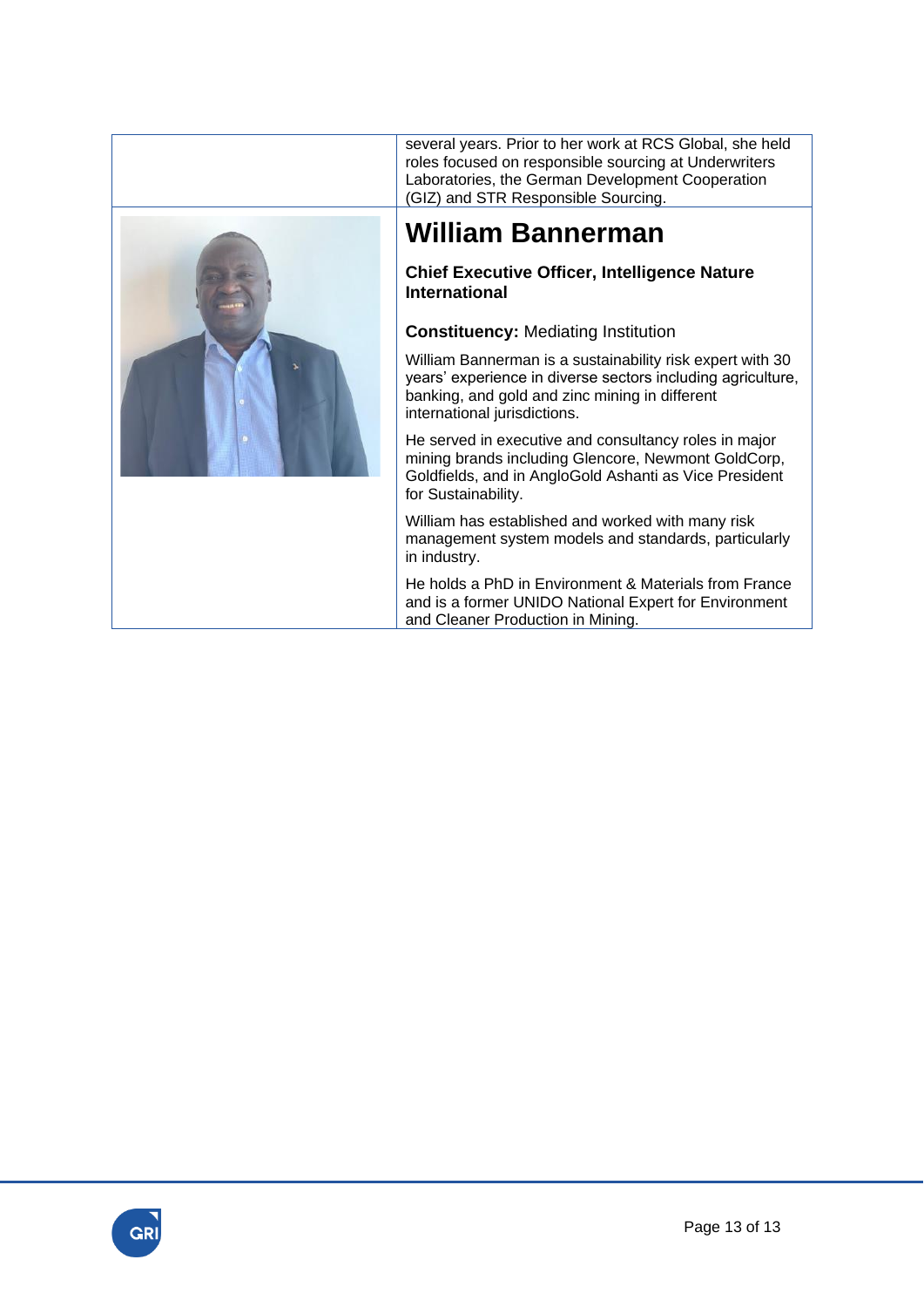several years. Prior to her work at RCS Global, she held roles focused on responsible sourcing at Underwriters Laboratories, the German Development Cooperation (GIZ) and STR Responsible Sourcing.

## William Bannerman

**Chief Executive Officer, Intelligence Nature International**

**Constituency:** Mediating Institution

William Bannerman is a sustainability risk expert with 30 years' experience in diverse sectors including agriculture, banking, and gold and zinc mining in different international jurisdictions.

He served in executive and consultancy roles in major mining brands including Glencore, Newmont GoldCorp, Goldfields, and in AngloGold Ashanti as Vice President for Sustainability.

William has established and worked with many risk management system models and standards, particularly in industry.

He holds a PhD in Environment & Materials from France and is a former UNIDO National Expert for Environment and Cleaner Production in Mining.